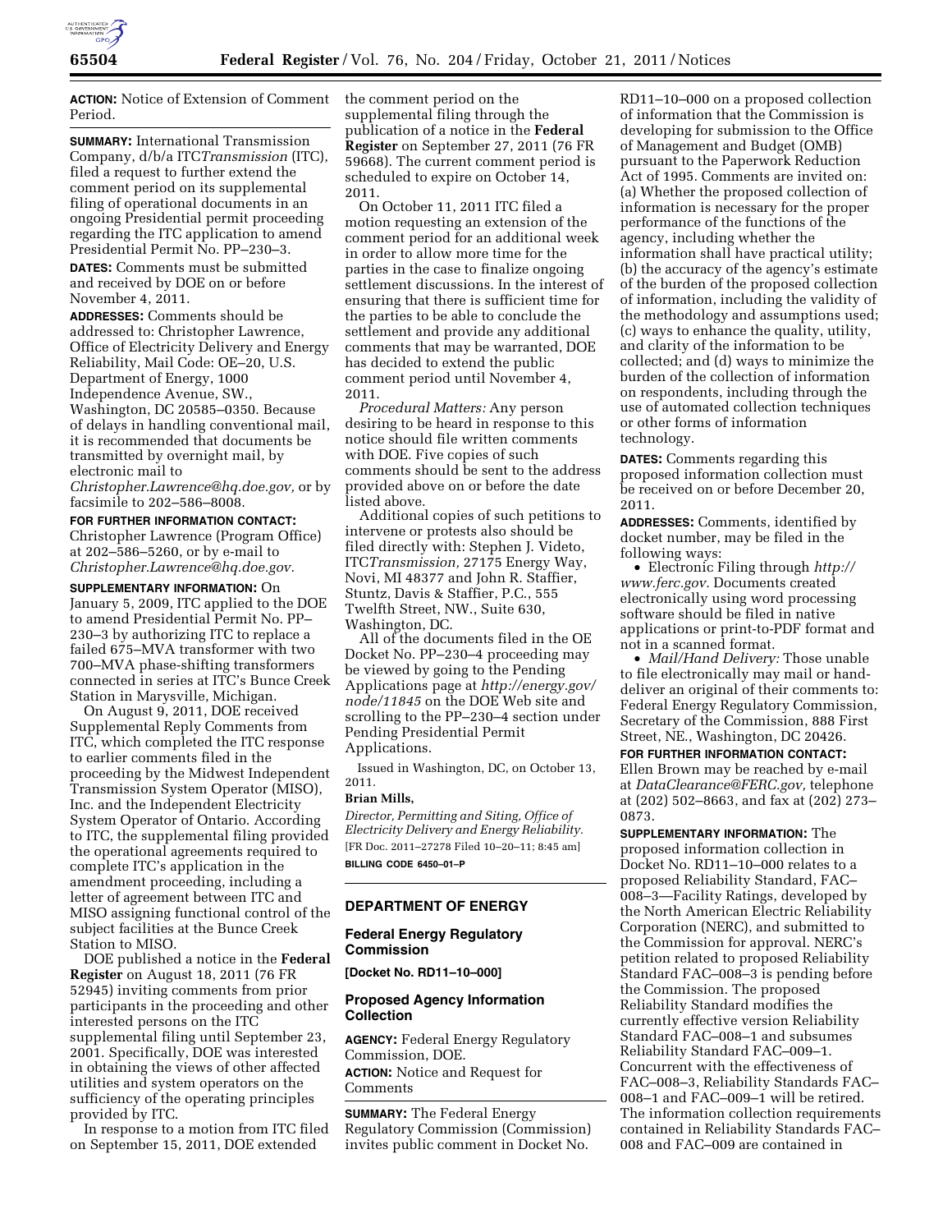**ACTION:** Notice of Extension of Comment Period.

**SUMMARY:** International Transmission Company, d/b/a ITC*Transmission* (ITC), filed a request to further extend the comment period on its supplemental filing of operational documents in an ongoing Presidential permit proceeding regarding the ITC application to amend Presidential Permit No. PP–230–3.

**DATES:** Comments must be submitted and received by DOE on or before November 4, 2011.

**ADDRESSES:** Comments should be addressed to: Christopher Lawrence, Office of Electricity Delivery and Energy Reliability, Mail Code: OE–20, U.S. Department of Energy, 1000 Independence Avenue, SW., Washington, DC 20585–0350. Because of delays in handling conventional mail, it is recommended that documents be transmitted by overnight mail, by electronic mail to *Christopher.Lawrence@hq.doe.gov,* or by facsimile to 202–586–8008.

**FOR FURTHER INFORMATION CONTACT:** Christopher Lawrence (Program Office) at 202–586–5260, or by e-mail to *Christopher.Lawrence@hq.doe.gov.*

**SUPPLEMENTARY INFORMATION:** On January 5, 2009, ITC applied to the DOE to amend Presidential Permit No. PP–230–3 by authorizing ITC to replace a failed 675–MVA transformer with two 700–MVA phase-shifting transformers connected in series at ITC's Bunce Creek Station in Marysville, Michigan.

On August 9, 2011, DOE received Supplemental Reply Comments from ITC, which completed the ITC response to earlier comments filed in the proceeding by the Midwest Independent Transmission System Operator (MISO), Inc. and the Independent Electricity System Operator of Ontario. According to ITC, the supplemental filing provided the operational agreements required to complete ITC's application in the amendment proceeding, including a letter of agreement between ITC and MISO assigning functional control of the subject facilities at the Bunce Creek Station to MISO.

DOE published a notice in the **Federal Register** on August 18, 2011 (76 FR 52945) inviting comments from prior participants in the proceeding and other interested persons on the ITC supplemental filing until September 23, 2001. Specifically, DOE was interested in obtaining the views of other affected utilities and system operators on the sufficiency of the operating principles provided by ITC.

In response to a motion from ITC filed on September 15, 2011, DOE extended the comment period on the supplemental filing through the publication of a notice in the **Federal Register** on September 27, 2011 (76 FR 59668). The current comment period is scheduled to expire on October 14, 2011.

On October 11, 2011 ITC filed a motion requesting an extension of the comment period for an additional week in order to allow more time for the parties in the case to finalize ongoing settlement discussions. In the interest of ensuring that there is sufficient time for the parties to be able to conclude the settlement and provide any additional comments that may be warranted, DOE has decided to extend the public comment period until November 4, 2011.

*Procedural Matters:* Any person desiring to be heard in response to this notice should file written comments with DOE. Five copies of such comments should be sent to the address provided above on or before the date listed above.

Additional copies of such petitions to intervene or protests also should be filed directly with: Stephen J. Videto, ITC*Transmission,* 27175 Energy Way, Novi, MI 48377 and John R. Staffier, Stuntz, Davis & Staffier, P.C., 555 Twelfth Street, NW., Suite 630, Washington, DC.

All of the documents filed in the OE Docket No. PP–230–4 proceeding may be viewed by going to the Pending Applications page at *http://energy.gov/node/11845* on the DOE Web site and scrolling to the PP–230–4 section under Pending Presidential Permit Applications.

Issued in Washington, DC, on October 13, 2011.

**Brian Mills,**

*Director, Permitting and Siting, Office of Electricity Delivery and Energy Reliability.*

[FR Doc. 2011–27278 Filed 10–20–11; 8:45 am]

**BILLING CODE 6450–01–P**

## DEPARTMENT OF ENERGY

### Federal Energy Regulatory Commission

**[Docket No. RD11–10–000]**

### Proposed Agency Information Collection

**AGENCY:** Federal Energy Regulatory Commission, DOE.

**ACTION:** Notice and Request for Comments

**SUMMARY:** The Federal Energy Regulatory Commission (Commission) invites public comment in Docket No. RD11–10–000 on a proposed collection of information that the Commission is developing for submission to the Office of Management and Budget (OMB) pursuant to the Paperwork Reduction Act of 1995. Comments are invited on: (a) Whether the proposed collection of information is necessary for the proper performance of the functions of the agency, including whether the information shall have practical utility; (b) the accuracy of the agency's estimate of the burden of the proposed collection of information, including the validity of the methodology and assumptions used; (c) ways to enhance the quality, utility, and clarity of the information to be collected; and (d) ways to minimize the burden of the collection of information on respondents, including through the use of automated collection techniques or other forms of information technology.

**DATES:** Comments regarding this proposed information collection must be received on or before December 20, 2011.

**ADDRESSES:** Comments, identified by docket number, may be filed in the following ways:

- Electronic Filing through *http://www.ferc.gov.* Documents created electronically using word processing software should be filed in native applications or print-to-PDF format and not in a scanned format.
- *Mail/Hand Delivery:* Those unable to file electronically may mail or hand-deliver an original of their comments to: Federal Energy Regulatory Commission, Secretary of the Commission, 888 First Street, NE., Washington, DC 20426.

**FOR FURTHER INFORMATION CONTACT:** Ellen Brown may be reached by e-mail at *DataClearance@FERC.gov,* telephone at (202) 502–8663, and fax at (202) 273–0873.

**SUPPLEMENTARY INFORMATION:** The proposed information collection in Docket No. RD11–10–000 relates to a proposed Reliability Standard, FAC–008–3—Facility Ratings, developed by the North American Electric Reliability Corporation (NERC), and submitted to the Commission for approval. NERC's petition related to proposed Reliability Standard FAC–008–3 is pending before the Commission. The proposed Reliability Standard modifies the currently effective version Reliability Standard FAC–008–1 and subsumes Reliability Standard FAC–009–1. Concurrent with the effectiveness of FAC–008–3, Reliability Standards FAC–008–1 and FAC–009–1 will be retired. The information collection requirements contained in Reliability Standards FAC–008 and FAC–009 are contained in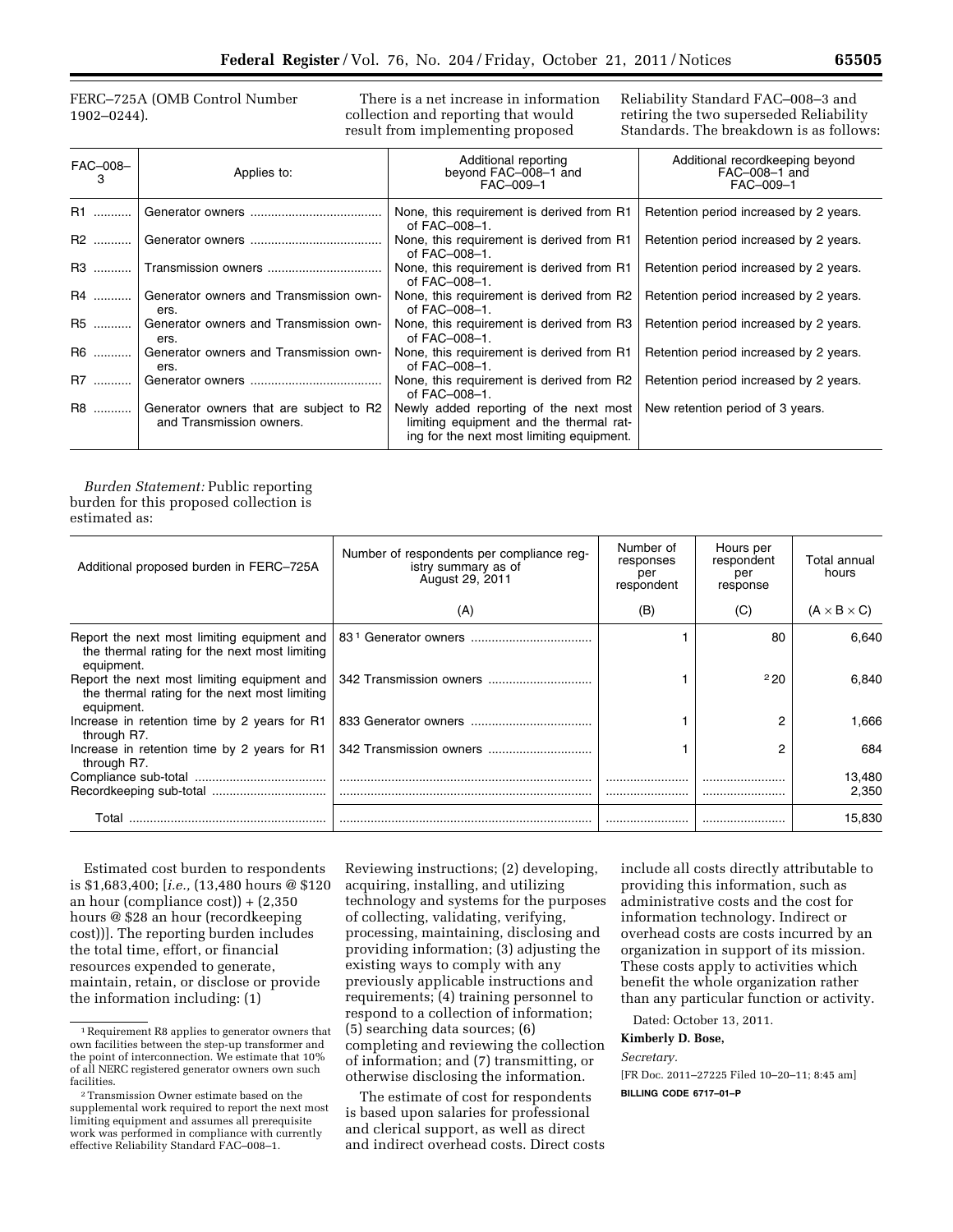FERC–725A (OMB Control Number 1902–0244).

There is a net increase in information collection and reporting that would result from implementing proposed Reliability Standard FAC–008–3 and retiring the two superseded Reliability Standards. The breakdown is as follows:

| FAC–008–3 | Applies to: | Additional reporting beyond FAC–008–1 and FAC–009–1 | Additional recordkeeping beyond FAC–008–1 and FAC–009–1 |
|---|---|---|---|
| R1 | Generator owners | None, this requirement is derived from R1 of FAC–008–1. | Retention period increased by 2 years. |
| R2 | Generator owners | None, this requirement is derived from R1 of FAC–008–1. | Retention period increased by 2 years. |
| R3 | Transmission owners | None, this requirement is derived from R1 of FAC–008–1. | Retention period increased by 2 years. |
| R4 | Generator owners and Transmission owners. | None, this requirement is derived from R2 of FAC–008–1. | Retention period increased by 2 years. |
| R5 | Generator owners and Transmission owners. | None, this requirement is derived from R3 of FAC–008–1. | Retention period increased by 2 years. |
| R6 | Generator owners and Transmission owners. | None, this requirement is derived from R1 of FAC–008–1. | Retention period increased by 2 years. |
| R7 | Generator owners | None, this requirement is derived from R2 of FAC–008–1. | Retention period increased by 2 years. |
| R8 | Generator owners that are subject to R2 and Transmission owners. | Newly added reporting of the next most limiting equipment and the thermal rating for the next most limiting equipment. | New retention period of 3 years. |

*Burden Statement:* Public reporting burden for this proposed collection is estimated as:

| Additional proposed burden in FERC–725A | Number of respondents per compliance registry summary as of August 29, 2011 | Number of responses per respondent | Hours per respondent per response | Total annual hours |
|---|---|---|---|---|
| | (A) | (B) | (C) | (A × B × C) |
| Report the next most limiting equipment and the thermal rating for the next most limiting equipment. | 83[1] Generator owners | 1 | 80 | 6,640 |
| Report the next most limiting equipment and the thermal rating for the next most limiting equipment. | 342 Transmission owners | 1 | [2] 20 | 6,840 |
| Increase in retention time by 2 years for R1 through R7. | 833 Generator owners | 1 | 2 | 1,666 |
| Increase in retention time by 2 years for R1 through R7. | 342 Transmission owners | 1 | 2 | 684 |
| Compliance sub-total | | | | 13,480 |
| Recordkeeping sub-total | | | | 2,350 |
| Total | | | | 15,830 |

Estimated cost burden to respondents is $1,683,400; [*i.e.,* (13,480 hours @ $120 an hour (compliance cost)) + (2,350 hours @ $28 an hour (recordkeeping cost))]. The reporting burden includes the total time, effort, or financial resources expended to generate, maintain, retain, or disclose or provide the information including: (1) Reviewing instructions; (2) developing, acquiring, installing, and utilizing technology and systems for the purposes of collecting, validating, verifying, processing, maintaining, disclosing and providing information; (3) adjusting the existing ways to comply with any previously applicable instructions and requirements; (4) training personnel to respond to a collection of information; (5) searching data sources; (6) completing and reviewing the collection of information; and (7) transmitting, or otherwise disclosing the information.

The estimate of cost for respondents is based upon salaries for professional and clerical support, as well as direct and indirect overhead costs. Direct costs include all costs directly attributable to providing this information, such as administrative costs and the cost for information technology. Indirect or overhead costs are costs incurred by an organization in support of its mission. These costs apply to activities which benefit the whole organization rather than any particular function or activity.

Dated: October 13, 2011.

**Kimberly D. Bose,**

*Secretary.*

[FR Doc. 2011–27225 Filed 10–20–11; 8:45 am]

**BILLING CODE 6717–01–P**

---

[1] Requirement R8 applies to generator owners that own facilities between the step-up transformer and the point of interconnection. We estimate that 10% of all NERC registered generator owners own such facilities.

[2] Transmission Owner estimate based on the supplemental work required to report the next most limiting equipment and assumes all prerequisite work was performed in compliance with currently effective Reliability Standard FAC–008–1.